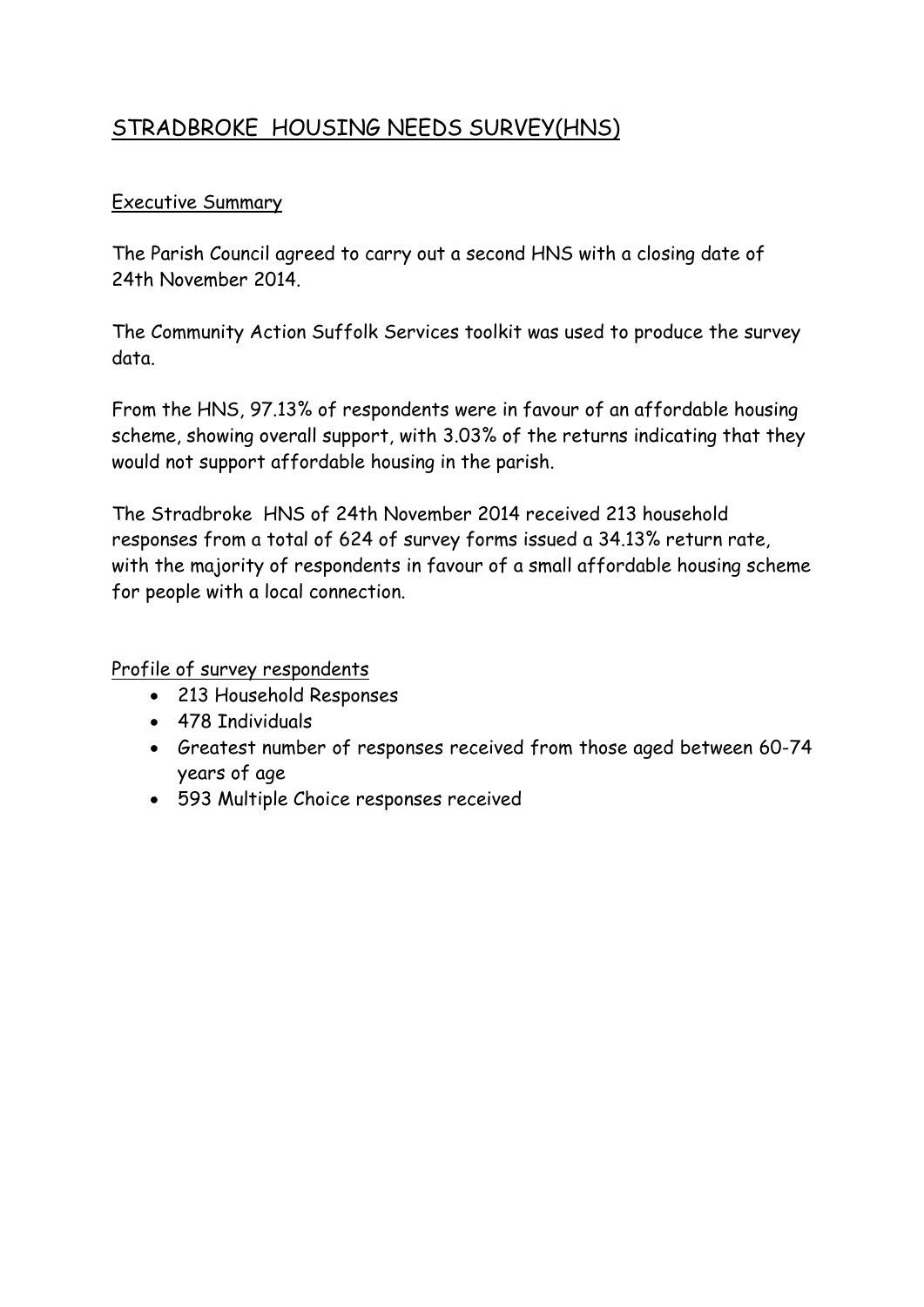# STRADBROKE HOUSING NEEDS SURVEY(HNS)

## Executive Summary

The Parish Council agreed to carry out a second HNS with a closing date of 24th November 2014.

The Community Action Suffolk Services toolkit was used to produce the survey data.

From the HNS, 97.13% of respondents were in favour of an affordable housing scheme, showing overall support, with 3.03% of the returns indicating that they would not support affordable housing in the parish.

The Stradbroke HNS of 24th November 2014 received 213 household responses from a total of 624 of survey forms issued a 34.13% return rate, with the majority of respondents in favour of a small affordable housing scheme for people with a local connection.

## Profile of survey respondents

- 213 Household Responses
- 478 Individuals
- Greatest number of responses received from those aged between 60-74 years of age
- 593 Multiple Choice responses received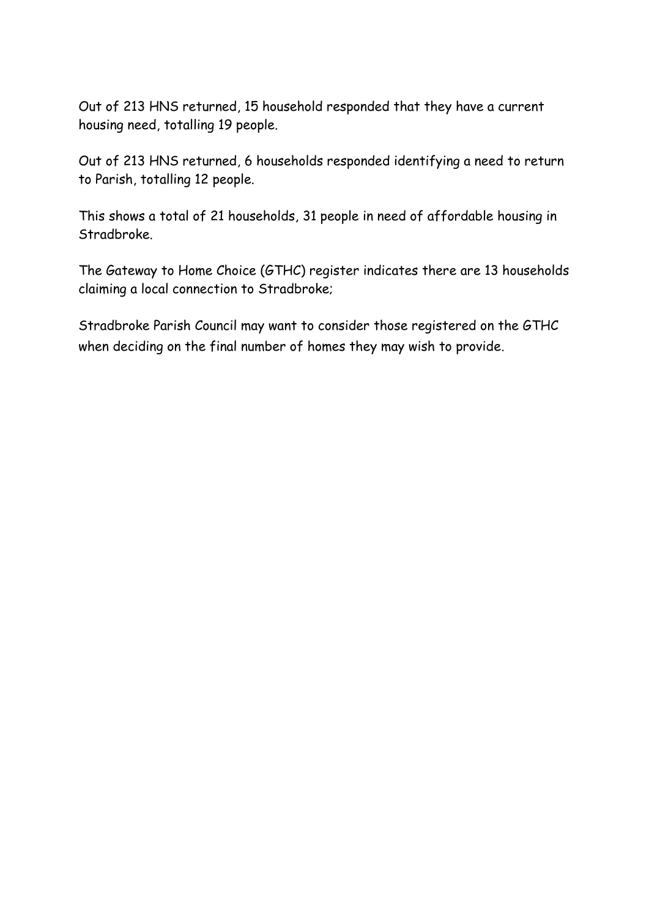Out of 213 HNS returned, 15 household responded that they have a current housing need, totalling 19 people.

Out of 213 HNS returned, 6 households responded identifying a need to return to Parish, totalling 12 people.

This shows a total of 21 households, 31 people in need of affordable housing in Stradbroke.

The Gateway to Home Choice (GTHC) register indicates there are 13 households claiming a local connection to Stradbroke;

Stradbroke Parish Council may want to consider those registered on the GTHC when deciding on the final number of homes they may wish to provide.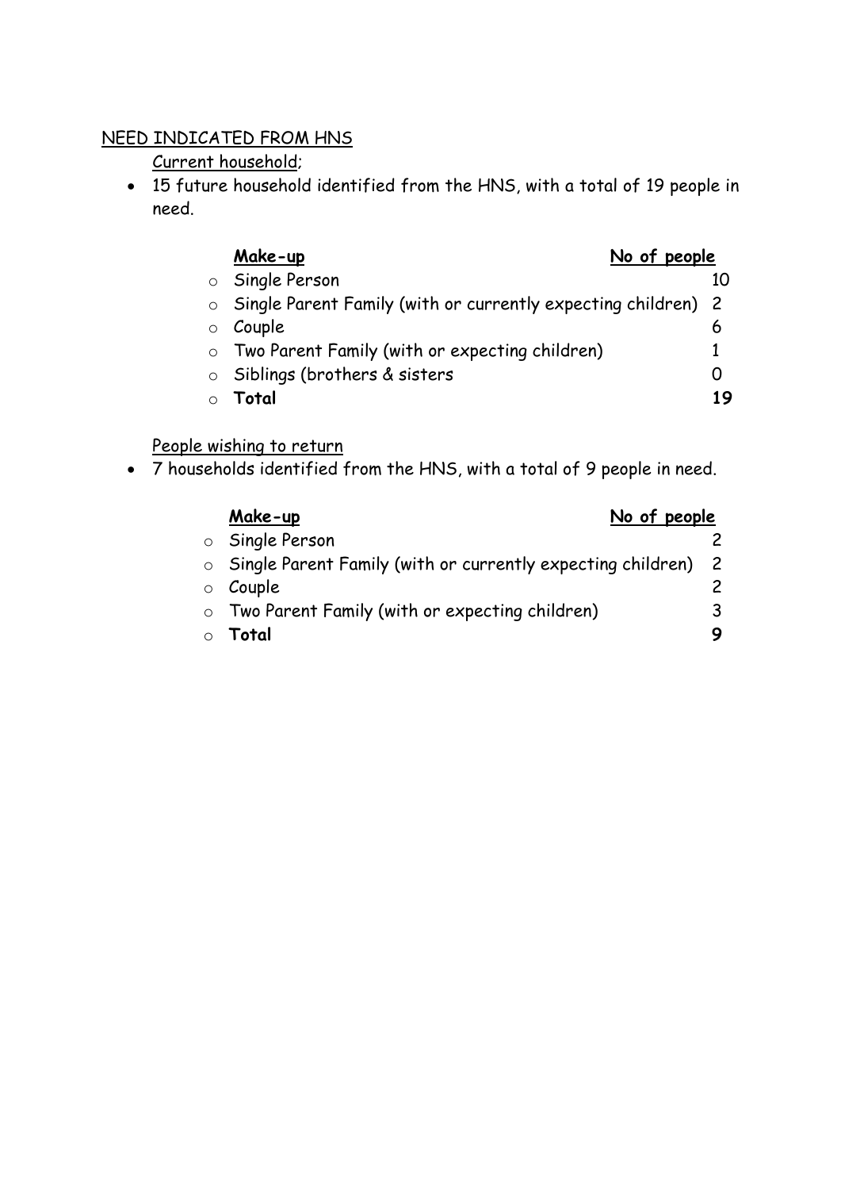## NEED INDICATED FROM HNS

### Current household;

- 15 future household identified from the HNS, with a total of 19 people in need.

| Make-up | No of people |
|---|---|
| Single Person | 10 |
| Single Parent Family (with or currently expecting children) | 2 |
| Couple | 6 |
| Two Parent Family (with or expecting children) | 1 |
| Siblings (brothers & sisters | 0 |
| **Total** | **19** |

### People wishing to return

- 7 households identified from the HNS, with a total of 9 people in need.

| Make-up | No of people |
|---|---|
| Single Person | 2 |
| Single Parent Family (with or currently expecting children) | 2 |
| Couple | 2 |
| Two Parent Family (with or expecting children) | 3 |
| **Total** | **9** |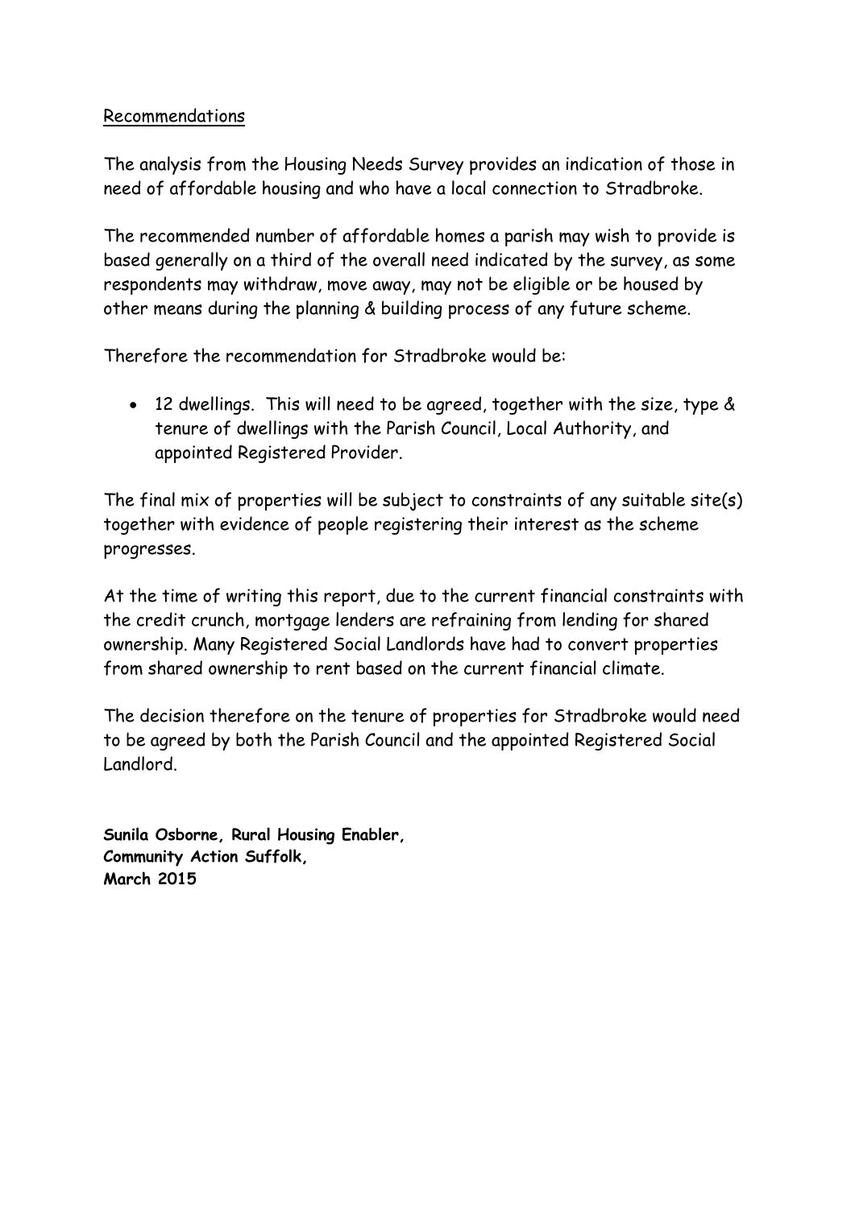## Recommendations

The analysis from the Housing Needs Survey provides an indication of those in need of affordable housing and who have a local connection to Stradbroke.

The recommended number of affordable homes a parish may wish to provide is based generally on a third of the overall need indicated by the survey, as some respondents may withdraw, move away, may not be eligible or be housed by other means during the planning & building process of any future scheme.

Therefore the recommendation for Stradbroke would be:

- 12 dwellings. This will need to be agreed, together with the size, type & tenure of dwellings with the Parish Council, Local Authority, and appointed Registered Provider.

The final mix of properties will be subject to constraints of any suitable site(s) together with evidence of people registering their interest as the scheme progresses.

At the time of writing this report, due to the current financial constraints with the credit crunch, mortgage lenders are refraining from lending for shared ownership. Many Registered Social Landlords have had to convert properties from shared ownership to rent based on the current financial climate.

The decision therefore on the tenure of properties for Stradbroke would need to be agreed by both the Parish Council and the appointed Registered Social Landlord.

**Sunila Osborne, Rural Housing Enabler,**
**Community Action Suffolk,**
**March 2015**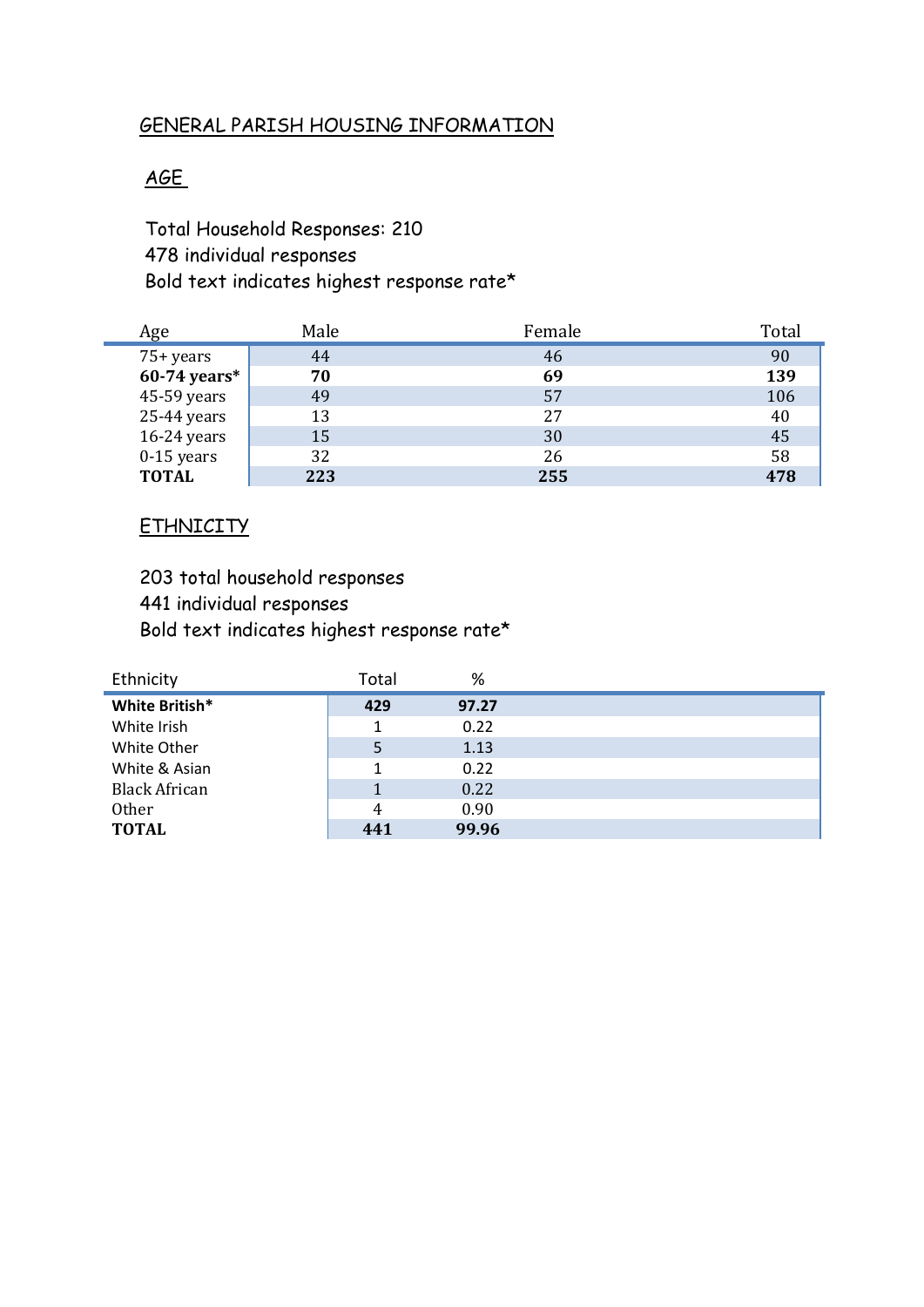## GENERAL PARISH HOUSING INFORMATION

### AGE

Total Household Responses: 210
478 individual responses
Bold text indicates highest response rate*

| Age | Male | Female | Total |
|---|---|---|---|
| 75+ years | 44 | 46 | 90 |
| **60-74 years*** | **70** | **69** | **139** |
| 45-59 years | 49 | 57 | 106 |
| 25-44 years | 13 | 27 | 40 |
| 16-24 years | 15 | 30 | 45 |
| 0-15 years | 32 | 26 | 58 |
| **TOTAL** | **223** | **255** | **478** |

### ETHNICITY

203 total household responses
441 individual responses
Bold text indicates highest response rate*

| Ethnicity | Total | % |
|---|---|---|
| **White British*** | **429** | **97.27** |
| White Irish | 1 | 0.22 |
| White Other | 5 | 1.13 |
| White & Asian | 1 | 0.22 |
| Black African | 1 | 0.22 |
| Other | 4 | 0.90 |
| **TOTAL** | **441** | **99.96** |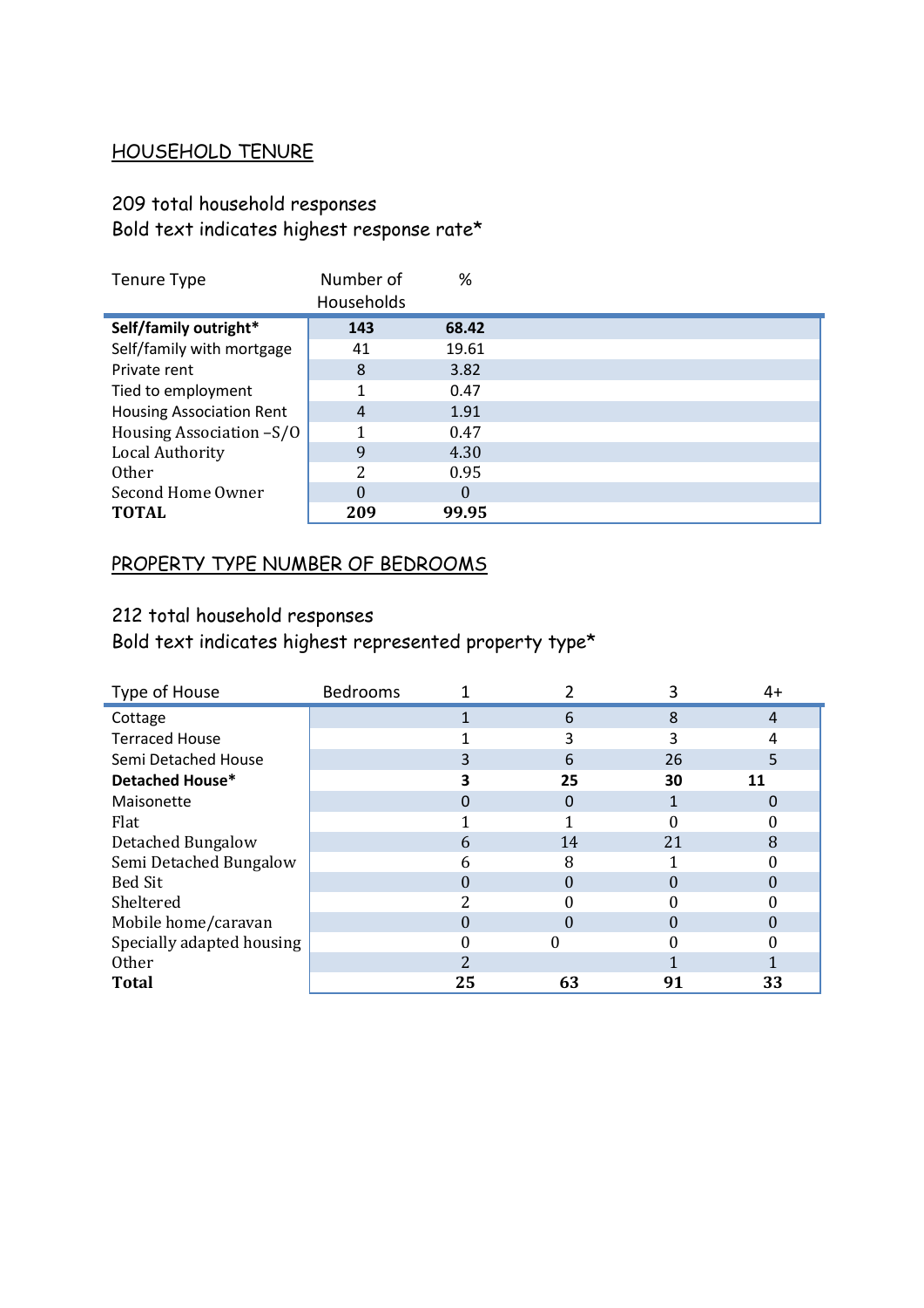## HOUSEHOLD TENURE

209 total household responses
Bold text indicates highest response rate*

| Tenure Type | Number of Households | % |
|---|---|---|
| **Self/family outright*** | **143** | **68.42** |
| Self/family with mortgage | 41 | 19.61 |
| Private rent | 8 | 3.82 |
| Tied to employment | 1 | 0.47 |
| Housing Association Rent | 4 | 1.91 |
| Housing Association –S/O | 1 | 0.47 |
| Local Authority | 9 | 4.30 |
| Other | 2 | 0.95 |
| Second Home Owner | 0 | 0 |
| **TOTAL** | **209** | **99.95** |

## PROPERTY TYPE NUMBER OF BEDROOMS

212 total household responses
Bold text indicates highest represented property type*

| Type of House | Bedrooms | 1 | 2 | 3 | 4+ |
|---|---|---|---|---|---|
| Cottage | | 1 | 6 | 8 | 4 |
| Terraced House | | 1 | 3 | 3 | 4 |
| Semi Detached House | | 3 | 6 | 26 | 5 |
| **Detached House*** | | **3** | **25** | **30** | **11** |
| Maisonette | | 0 | 0 | 1 | 0 |
| Flat | | 1 | 1 | 0 | 0 |
| Detached Bungalow | | 6 | 14 | 21 | 8 |
| Semi Detached Bungalow | | 6 | 8 | 1 | 0 |
| Bed Sit | | 0 | 0 | 0 | 0 |
| Sheltered | | 2 | 0 | 0 | 0 |
| Mobile home/caravan | | 0 | 0 | 0 | 0 |
| Specially adapted housing | | 0 | 0 | 0 | 0 |
| Other | | 2 | | 1 | 1 |
| **Total** | | **25** | **63** | **91** | **33** |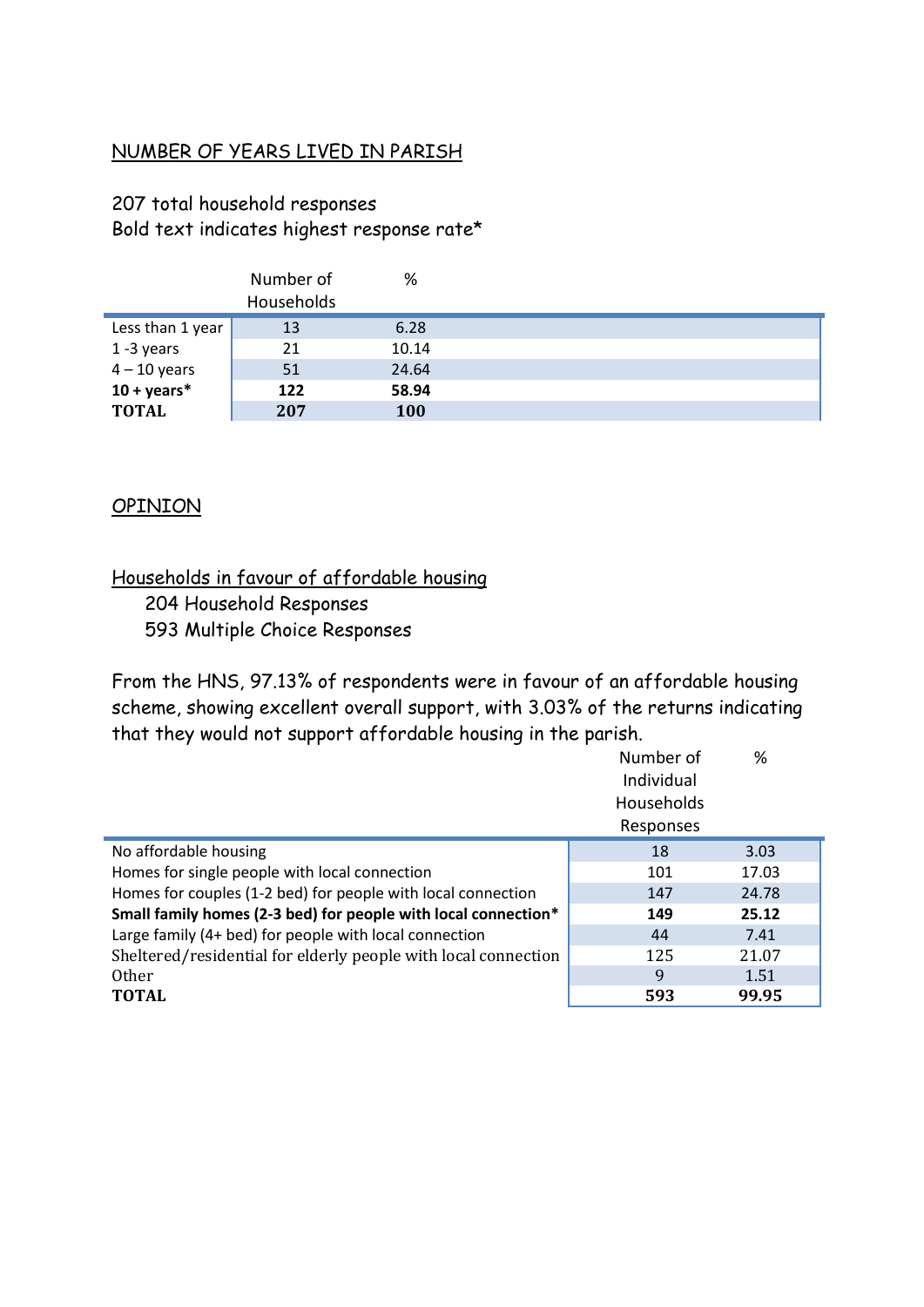## NUMBER OF YEARS LIVED IN PARISH

207 total household responses
Bold text indicates highest response rate*

| | Number of Households | % |
|---|---|---|
| Less than 1 year | 13 | 6.28 |
| 1 -3 years | 21 | 10.14 |
| 4 – 10 years | 51 | 24.64 |
| **10 + years*** | **122** | **58.94** |
| **TOTAL** | **207** | **100** |

## OPINION

### Households in favour of affordable housing

204 Household Responses
593 Multiple Choice Responses

From the HNS, 97.13% of respondents were in favour of an affordable housing scheme, showing excellent overall support, with 3.03% of the returns indicating that they would not support affordable housing in the parish.

| | Number of Individual Households Responses | % |
|---|---|---|
| No affordable housing | 18 | 3.03 |
| Homes for single people with local connection | 101 | 17.03 |
| Homes for couples (1-2 bed) for people with local connection | 147 | 24.78 |
| **Small family homes (2-3 bed) for people with local connection*** | **149** | **25.12** |
| Large family (4+ bed) for people with local connection | 44 | 7.41 |
| Sheltered/residential for elderly people with local connection | 125 | 21.07 |
| Other | 9 | 1.51 |
| **TOTAL** | **593** | **99.95** |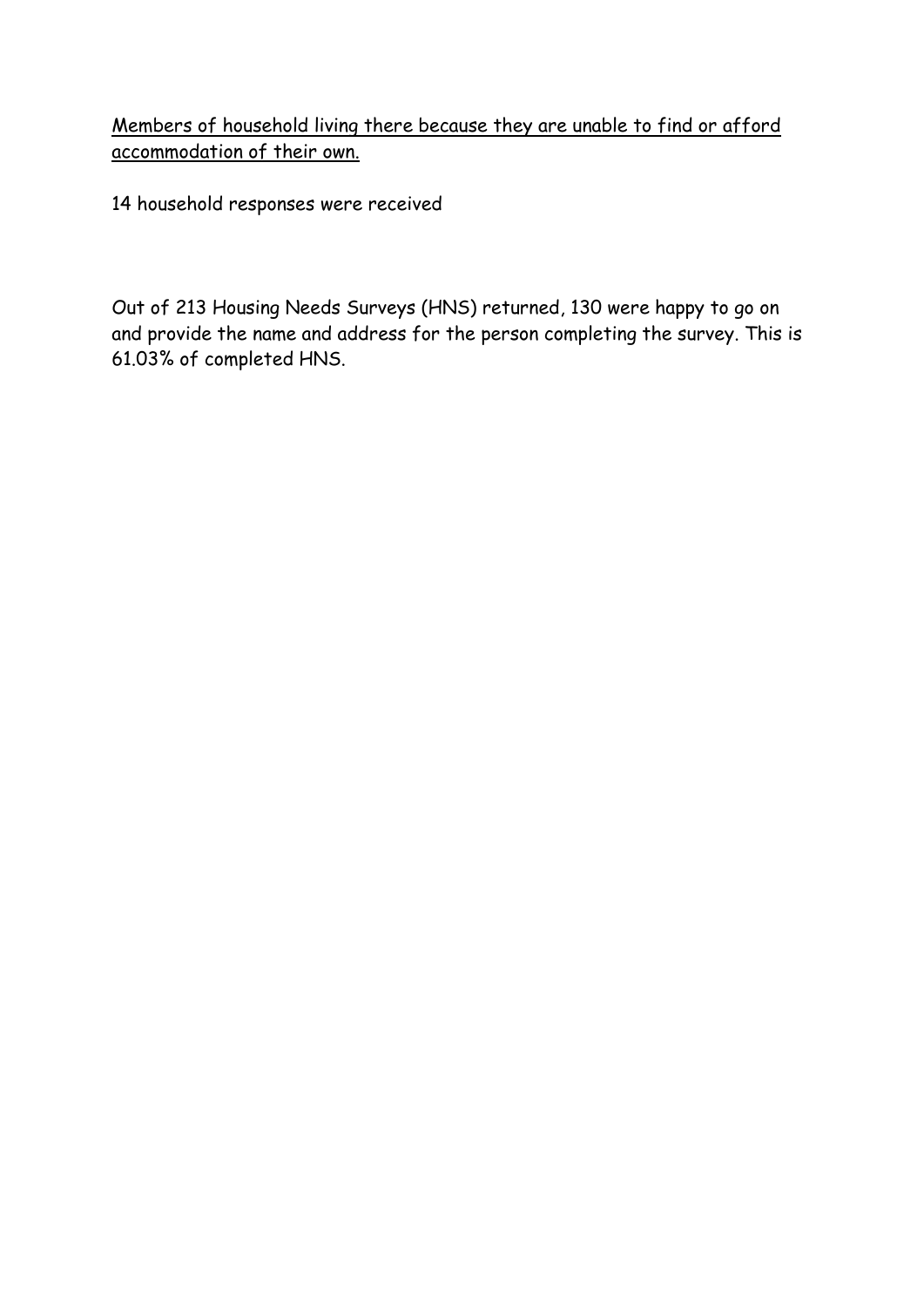<u>Members of household living there because they are unable to find or afford accommodation of their own.</u>

14 household responses were received

Out of 213 Housing Needs Surveys (HNS) returned, 130 were happy to go on and provide the name and address for the person completing the survey. This is 61.03% of completed HNS.